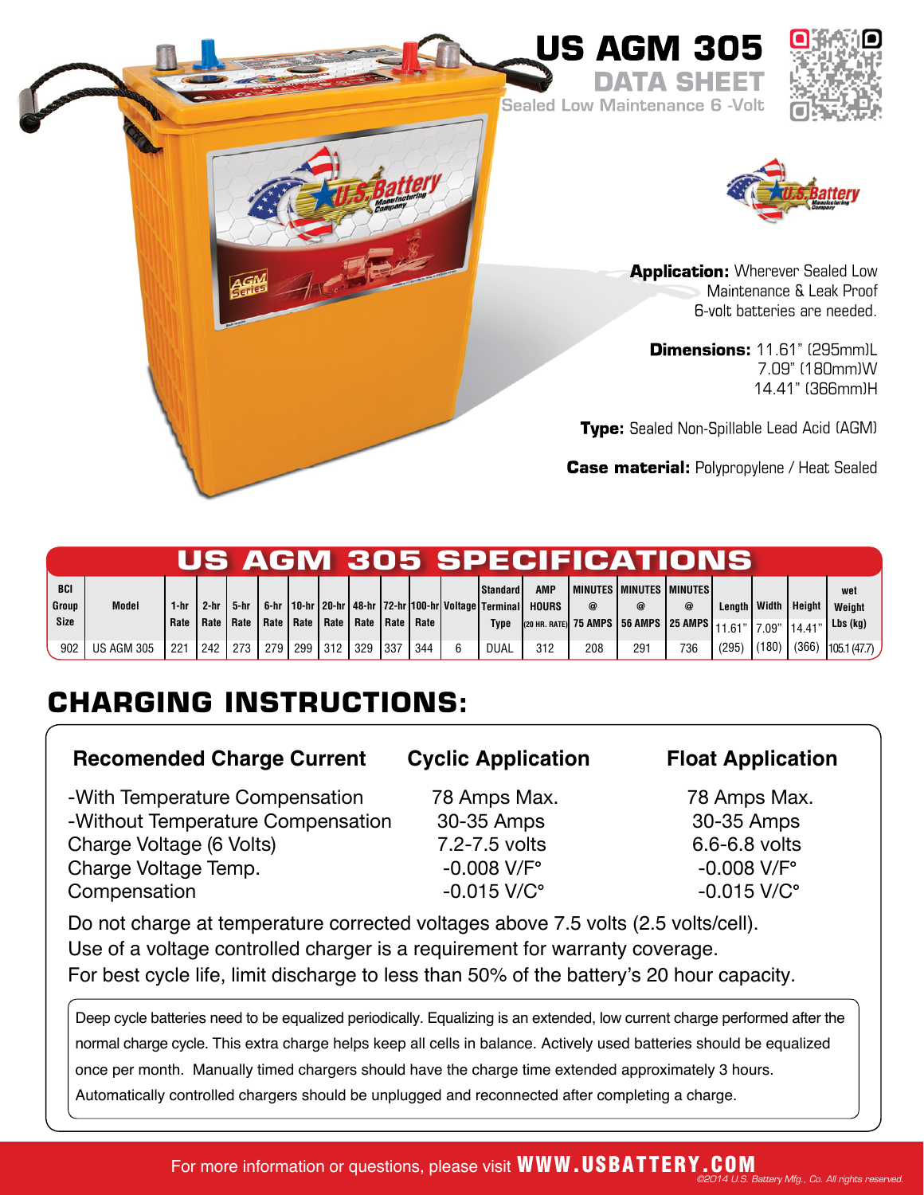# US AGM 305

## DATA SHEET

Sealed Low Maintenance 6 -Volt

**Application:** Wherever Sealed Low Maintenance & Leak Proof 6-volt batteries are needed.

**Dimensions:** 11.61" (295mm)L
7.09" (180mm)W
14.41" (366mm)H

**Type:** Sealed Non-Spillable Lead Acid (AGM)

**Case material:** Polypropylene / Heat Sealed

## US AGM 305 SPECIFICATIONS

| BCI Group Size | Model | 1-hr Rate | 2-hr Rate | 5-hr Rate | 6-hr Rate | 10-hr Rate | 20-hr Rate | 48-hr Rate | 72-hr Rate | 100-hr Rate | Voltage | Standard Terminal Type | AMP HOURS (20 HR. RATE) | MINUTES @ 75 AMPS | MINUTES @ 56 AMPS | MINUTES @ 25 AMPS | Length 11.61" | Width 7.09" | Height 14.41" | wet Weight Lbs (kg) |
|---|---|---|---|---|---|---|---|---|---|---|---|---|---|---|---|---|---|---|---|---|
| 902 | US AGM 305 | 221 | 242 | 273 | 279 | 299 | 312 | 329 | 337 | 344 | 6 | DUAL | 312 | 208 | 291 | 736 | (295) | (180) | (366) | 105.1 (47.7) |

## CHARGING INSTRUCTIONS:

| Recomended Charge Current | Cyclic Application | Float Application |
|---|---|---|
| -With Temperature Compensation | 78 Amps Max. | 78 Amps Max. |
| -Without Temperature Compensation | 30-35 Amps | 30-35 Amps |
| Charge Voltage (6 Volts) | 7.2-7.5 volts | 6.6-6.8 volts |
| Charge Voltage Temp. Compensation | -0.008 V/F°<br>-0.015 V/C° | -0.008 V/F°<br>-0.015 V/C° |

Do not charge at temperature corrected voltages above 7.5 volts (2.5 volts/cell).
Use of a voltage controlled charger is a requirement for warranty coverage.
For best cycle life, limit discharge to less than 50% of the battery's 20 hour capacity.

Deep cycle batteries need to be equalized periodically. Equalizing is an extended, low current charge performed after the normal charge cycle. This extra charge helps keep all cells in balance. Actively used batteries should be equalized once per month. Manually timed chargers should have the charge time extended approximately 3 hours. Automatically controlled chargers should be unplugged and reconnected after completing a charge.

For more information or questions, please visit **WWW.USBATTERY.COM**

*©2014 U.S. Battery Mfg., Co. All rights reserved.*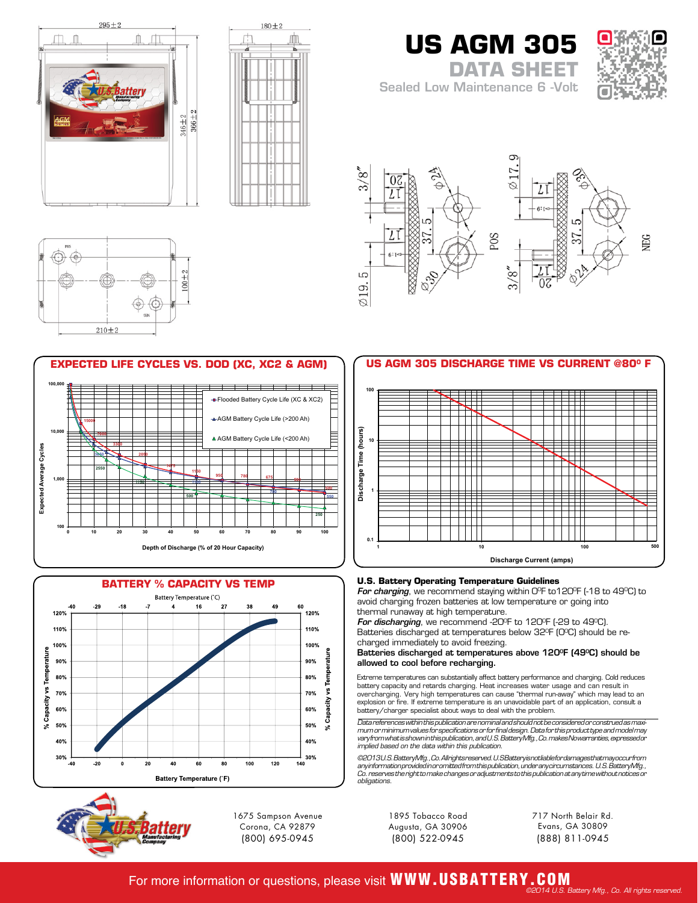# US AGM 305

## DATA SHEET

Sealed Low Maintenance 6 -Volt

295±2

180±2

346±2

366±2

100±2

210±2

POS

NEG

3/8"

Ø19.5

Ø17.9

Ø24

Ø30

37.5

20

17

## EXPECTED LIFE CYCLES VS. DOD (XC, XC2 & AGM)

Flooded Battery Cycle Life (XC & XC2)

AGM Battery Cycle Life (>200 Ah)

AGM Battery Cycle Life (<200 Ah)

Expected Average Cycles

Depth of Discharge (% of 20 Hour Capacity)

100,000
10,000
1,000
100

0 10 20 30 40 50 60 70 80 90 100

15000
7000
3300
2050
1475
1150
950
780
675
550
500
450
4500
2550
1150
1000
780
500
250

## US AGM 305 DISCHARGE TIME VS CURRENT @80° F

Discharge Time (hours)

Discharge Current (amps)

100
10
1
0.1

1 10 100 500

## BATTERY % CAPACITY VS TEMP

Battery Temperature (°C)

-40 -29 -18 -7 4 16 27 38 49 60

% Capacity vs Temperature

120% 110% 100% 90% 80% 70% 60% 50% 40% 30%

-40 -20 0 20 40 60 80 100 120 140

Battery Temperature (°F)

### U.S. Battery Operating Temperature Guidelines

***For charging***, we recommend staying within 0°F to120°F (-18 to 49°C) to avoid charging frozen batteries at low temperature or going into thermal runaway at high temperature.

***For discharging***, we recommend -20°F to 120°F (-29 to 49°C). Batteries discharged at temperatures below 32°F (0°C) should be re-charged immediately to avoid freezing.

**Batteries discharged at temperatures above 120°F (49°C) should be allowed to cool before recharging.**

Extreme temperatures can substantially affect battery performance and charging. Cold reduces battery capacity and retards charging. Heat increases water usage and can result in overcharging. Very high temperatures can cause "thermal run-away" which may lead to an explosion or fire. If extreme temperature is an unavoidable part of an application, consult a battery/charger specialist about ways to deal with the problem.

*Data references within this publication are nominal and should not be considered or construed as maximum or minimum values for specifications or for final design. Data for this product type and model may vary from what is shown in this publication, and U.S. Battery Mfg., Co. makes No warranties, expressed or implied based on the data within this publication.*

*©2013 U.S. Battery Mfg., Co. All rights reserved. U.S Battery is not liable for damages that may occur from any information provided in or omitted from this publication, under any circumstances. U.S. Battery Mfg., Co. reserves the right to make changes or adjustments to this publication at any time without notices or obligations.*

U.S. Battery Manufacturing Company

1675 Sampson Avenue
Corona, CA 92879
(800) 695-0945

1895 Tobacco Road
Augusta, GA 30906
(800) 522-0945

717 North Belair Rd.
Evans, GA 30809
(888) 811-0945

For more information or questions, please visit **WWW.USBATTERY.COM**

*©2014 U.S. Battery Mfg., Co. All rights reserved.*